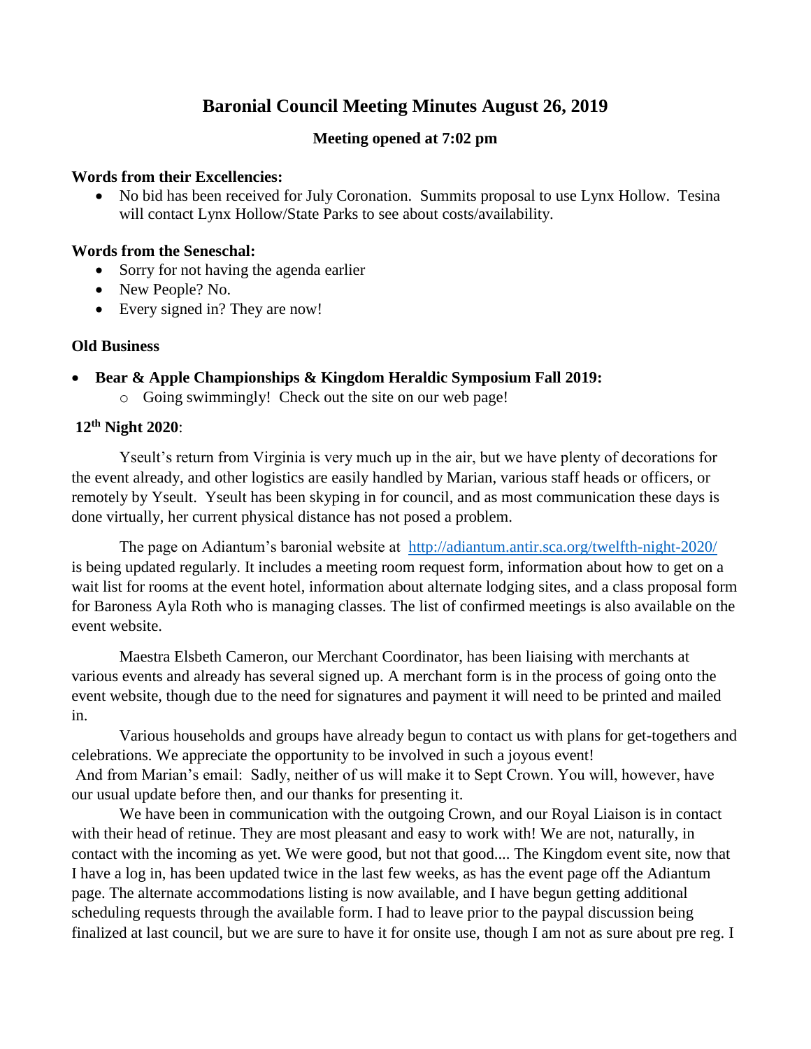# Baronial Council Meeting Minutes August 26, 2019

**Meeting opened at 7:02 pm**

**Words from their Excellencies:**

- No bid has been received for July Coronation. Summits proposal to use Lynx Hollow. Tesina will contact Lynx Hollow/State Parks to see about costs/availability.

**Words from the Seneschal:**

- Sorry for not having the agenda earlier
- New People? No.
- Every signed in? They are now!

**Old Business**

- **Bear & Apple Championships & Kingdom Heraldic Symposium Fall 2019:**
  - Going swimmingly! Check out the site on our web page!

**12th Night 2020**:

Yseult's return from Virginia is very much up in the air, but we have plenty of decorations for the event already, and other logistics are easily handled by Marian, various staff heads or officers, or remotely by Yseult. Yseult has been skyping in for council, and as most communication these days is done virtually, her current physical distance has not posed a problem.

The page on Adiantum's baronial website at [http://adiantum.antir.sca.org/twelfth-night-2020/](http://adiantum.antir.sca.org/twelfth-night-2020/) is being updated regularly. It includes a meeting room request form, information about how to get on a wait list for rooms at the event hotel, information about alternate lodging sites, and a class proposal form for Baroness Ayla Roth who is managing classes. The list of confirmed meetings is also available on the event website.

Maestra Elsbeth Cameron, our Merchant Coordinator, has been liaising with merchants at various events and already has several signed up. A merchant form is in the process of going onto the event website, though due to the need for signatures and payment it will need to be printed and mailed in.

Various households and groups have already begun to contact us with plans for get-togethers and celebrations. We appreciate the opportunity to be involved in such a joyous event!

And from Marian's email: Sadly, neither of us will make it to Sept Crown. You will, however, have our usual update before then, and our thanks for presenting it.

We have been in communication with the outgoing Crown, and our Royal Liaison is in contact with their head of retinue. They are most pleasant and easy to work with! We are not, naturally, in contact with the incoming as yet. We were good, but not that good.... The Kingdom event site, now that I have a log in, has been updated twice in the last few weeks, as has the event page off the Adiantum page. The alternate accommodations listing is now available, and I have begun getting additional scheduling requests through the available form. I had to leave prior to the paypal discussion being finalized at last council, but we are sure to have it for onsite use, though I am not as sure about pre reg. I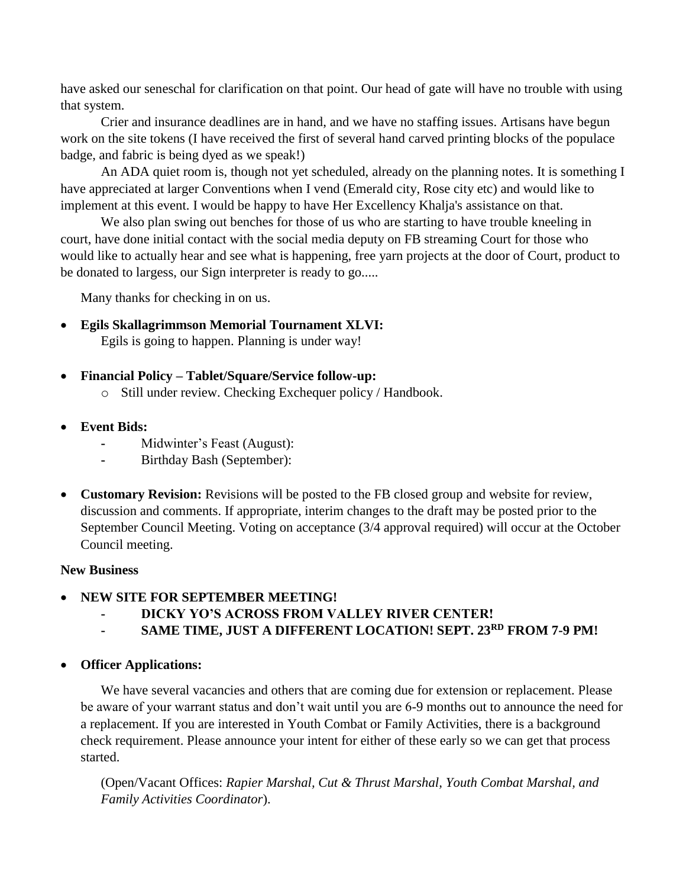have asked our seneschal for clarification on that point. Our head of gate will have no trouble with using that system.

Crier and insurance deadlines are in hand, and we have no staffing issues. Artisans have begun work on the site tokens (I have received the first of several hand carved printing blocks of the populace badge, and fabric is being dyed as we speak!)

An ADA quiet room is, though not yet scheduled, already on the planning notes. It is something I have appreciated at larger Conventions when I vend (Emerald city, Rose city etc) and would like to implement at this event. I would be happy to have Her Excellency Khalja's assistance on that.

We also plan swing out benches for those of us who are starting to have trouble kneeling in court, have done initial contact with the social media deputy on FB streaming Court for those who would like to actually hear and see what is happening, free yarn projects at the door of Court, product to be donated to largess, our Sign interpreter is ready to go.....

Many thanks for checking in on us.

- **Egils Skallagrimmson Memorial Tournament XLVI:**
  Egils is going to happen. Planning is under way!

- **Financial Policy – Tablet/Square/Service follow-up:**
  - Still under review. Checking Exchequer policy / Handbook.

- **Event Bids:**
  - Midwinter's Feast (August):
  - Birthday Bash (September):

- **Customary Revision:** Revisions will be posted to the FB closed group and website for review, discussion and comments. If appropriate, interim changes to the draft may be posted prior to the September Council Meeting. Voting on acceptance (3/4 approval required) will occur at the October Council meeting.

**New Business**

- **NEW SITE FOR SEPTEMBER MEETING!**
  - **DICKY YO'S ACROSS FROM VALLEY RIVER CENTER!**
  - **SAME TIME, JUST A DIFFERENT LOCATION! SEPT. 23RD FROM 7-9 PM!**

- **Officer Applications:**

  We have several vacancies and others that are coming due for extension or replacement. Please be aware of your warrant status and don't wait until you are 6-9 months out to announce the need for a replacement. If you are interested in Youth Combat or Family Activities, there is a background check requirement. Please announce your intent for either of these early so we can get that process started.

  (Open/Vacant Offices: *Rapier Marshal, Cut & Thrust Marshal, Youth Combat Marshal, and Family Activities Coordinator*).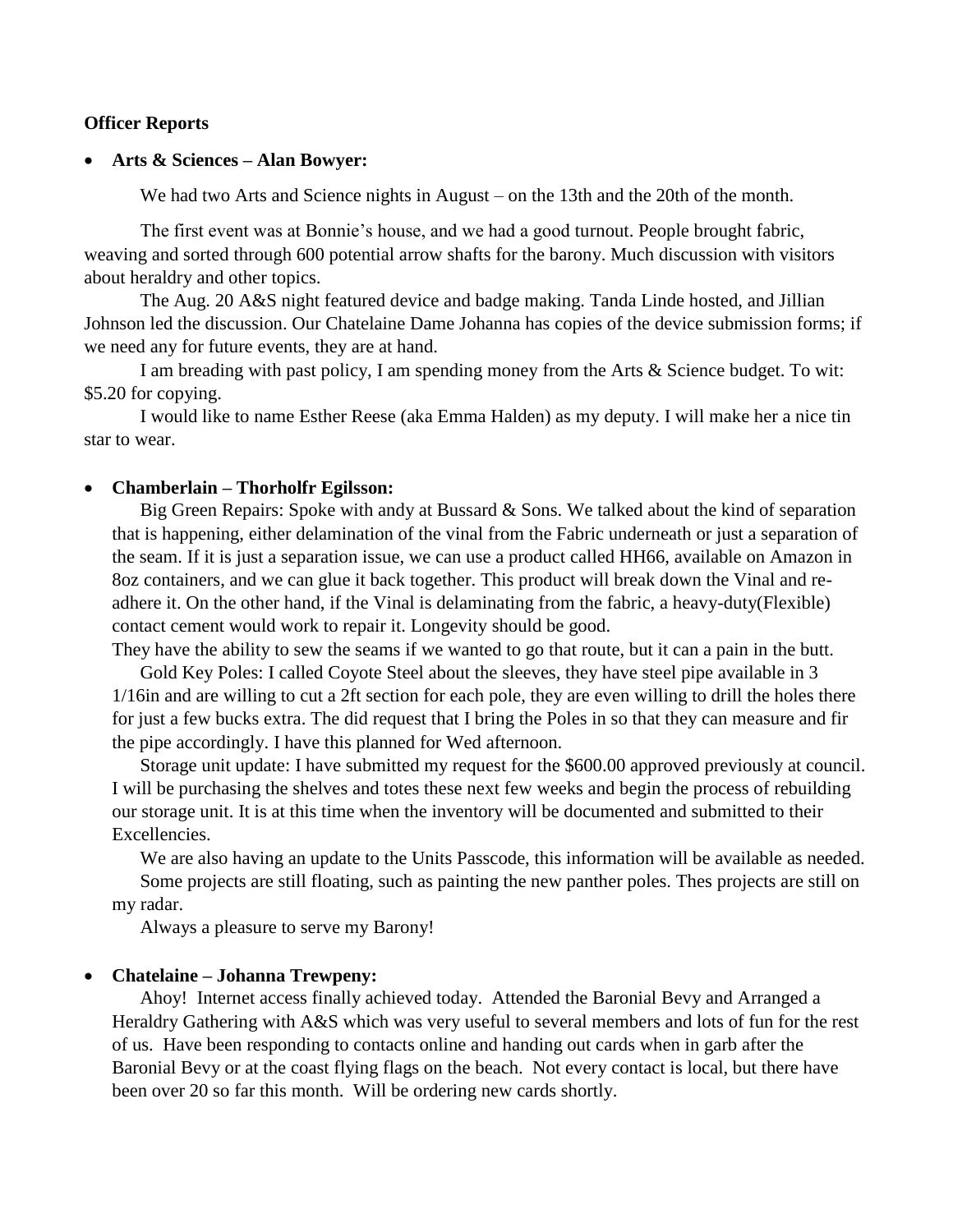**Officer Reports**

- **Arts & Sciences – Alan Bowyer:**

  We had two Arts and Science nights in August – on the 13th and the 20th of the month.

  The first event was at Bonnie's house, and we had a good turnout. People brought fabric, weaving and sorted through 600 potential arrow shafts for the barony. Much discussion with visitors about heraldry and other topics.

  The Aug. 20 A&S night featured device and badge making. Tanda Linde hosted, and Jillian Johnson led the discussion. Our Chatelaine Dame Johanna has copies of the device submission forms; if we need any for future events, they are at hand.

  I am breading with past policy, I am spending money from the Arts & Science budget. To wit: $5.20 for copying.

  I would like to name Esther Reese (aka Emma Halden) as my deputy. I will make her a nice tin star to wear.

- **Chamberlain – Thorholfr Egilsson:**

  Big Green Repairs: Spoke with andy at Bussard & Sons. We talked about the kind of separation that is happening, either delamination of the vinal from the Fabric underneath or just a separation of the seam. If it is just a separation issue, we can use a product called HH66, available on Amazon in 8oz containers, and we can glue it back together. This product will break down the Vinal and re-adhere it. On the other hand, if the Vinal is delaminating from the fabric, a heavy-duty(Flexible) contact cement would work to repair it. Longevity should be good.

  They have the ability to sew the seams if we wanted to go that route, but it can a pain in the butt.

  Gold Key Poles: I called Coyote Steel about the sleeves, they have steel pipe available in 3 1/16in and are willing to cut a 2ft section for each pole, they are even willing to drill the holes there for just a few bucks extra. The did request that I bring the Poles in so that they can measure and fir the pipe accordingly. I have this planned for Wed afternoon.

  Storage unit update: I have submitted my request for the $600.00 approved previously at council. I will be purchasing the shelves and totes these next few weeks and begin the process of rebuilding our storage unit. It is at this time when the inventory will be documented and submitted to their Excellencies.

  We are also having an update to the Units Passcode, this information will be available as needed.

  Some projects are still floating, such as painting the new panther poles. Thes projects are still on my radar.

  Always a pleasure to serve my Barony!

- **Chatelaine – Johanna Trewpeny:**

  Ahoy! Internet access finally achieved today. Attended the Baronial Bevy and Arranged a Heraldry Gathering with A&S which was very useful to several members and lots of fun for the rest of us. Have been responding to contacts online and handing out cards when in garb after the Baronial Bevy or at the coast flying flags on the beach. Not every contact is local, but there have been over 20 so far this month. Will be ordering new cards shortly.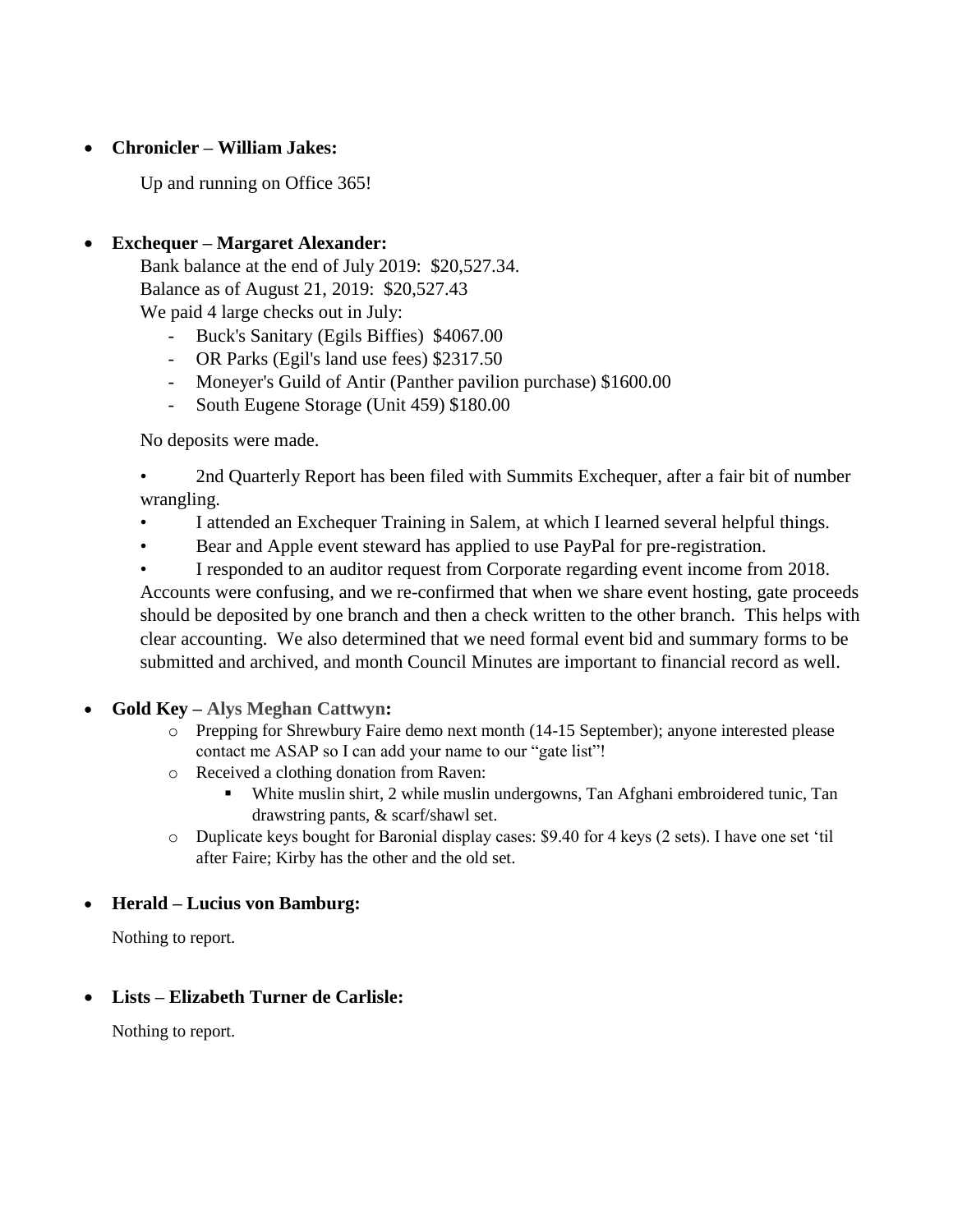- **Chronicler – William Jakes:**

  Up and running on Office 365!

- **Exchequer – Margaret Alexander:**

  Bank balance at the end of July 2019: $20,527.34.
  Balance as of August 21, 2019: $20,527.43
  We paid 4 large checks out in July:

  - Buck's Sanitary (Egils Biffies) $4067.00
  - OR Parks (Egil's land use fees) $2317.50
  - Moneyer's Guild of Antir (Panther pavilion purchase) $1600.00
  - South Eugene Storage (Unit 459) $180.00

  No deposits were made.

  - 2nd Quarterly Report has been filed with Summits Exchequer, after a fair bit of number wrangling.
  - I attended an Exchequer Training in Salem, at which I learned several helpful things.
  - Bear and Apple event steward has applied to use PayPal for pre-registration.
  - I responded to an auditor request from Corporate regarding event income from 2018. Accounts were confusing, and we re-confirmed that when we share event hosting, gate proceeds should be deposited by one branch and then a check written to the other branch. This helps with clear accounting. We also determined that we need formal event bid and summary forms to be submitted and archived, and month Council Minutes are important to financial record as well.

- **Gold Key – Alys Meghan Cattwyn:**
  - Prepping for Shrewbury Faire demo next month (14-15 September); anyone interested please contact me ASAP so I can add your name to our "gate list"!
  - Received a clothing donation from Raven:
    - White muslin shirt, 2 while muslin undergowns, Tan Afghani embroidered tunic, Tan drawstring pants, & scarf/shawl set.
  - Duplicate keys bought for Baronial display cases: $9.40 for 4 keys (2 sets). I have one set 'til after Faire; Kirby has the other and the old set.

- **Herald – Lucius von Bamburg:**

  Nothing to report.

- **Lists – Elizabeth Turner de Carlisle:**

  Nothing to report.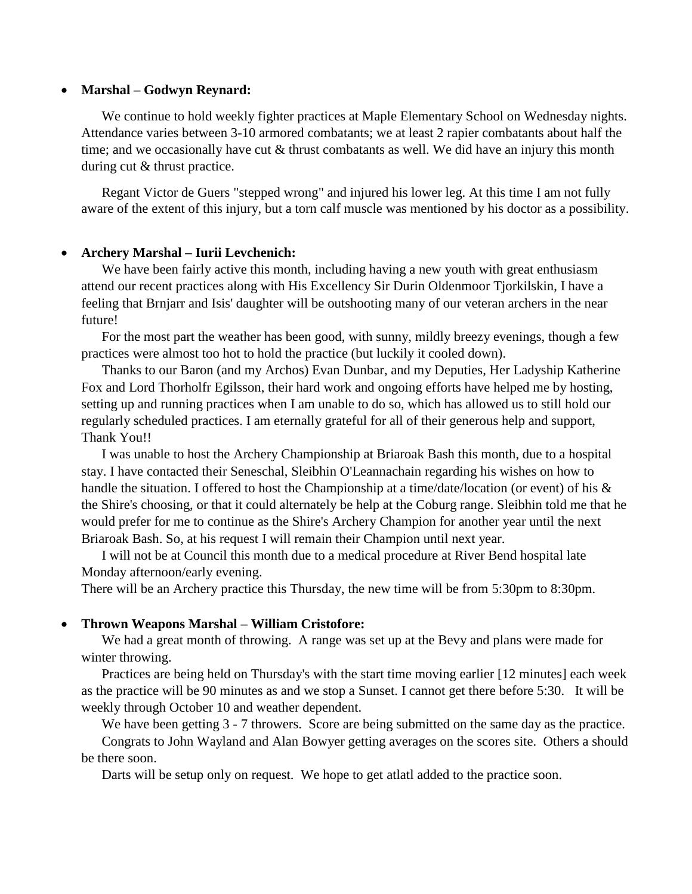- **Marshal – Godwyn Reynard:**

  We continue to hold weekly fighter practices at Maple Elementary School on Wednesday nights. Attendance varies between 3-10 armored combatants; we at least 2 rapier combatants about half the time; and we occasionally have cut & thrust combatants as well. We did have an injury this month during cut & thrust practice.

  Regant Victor de Guers "stepped wrong" and injured his lower leg. At this time I am not fully aware of the extent of this injury, but a torn calf muscle was mentioned by his doctor as a possibility.

- **Archery Marshal – Iurii Levchenich:**

  We have been fairly active this month, including having a new youth with great enthusiasm attend our recent practices along with His Excellency Sir Durin Oldenmoor Tjorkilskin, I have a feeling that Brnjarr and Isis' daughter will be outshooting many of our veteran archers in the near future!

  For the most part the weather has been good, with sunny, mildly breezy evenings, though a few practices were almost too hot to hold the practice (but luckily it cooled down).

  Thanks to our Baron (and my Archos) Evan Dunbar, and my Deputies, Her Ladyship Katherine Fox and Lord Thorholfr Egilsson, their hard work and ongoing efforts have helped me by hosting, setting up and running practices when I am unable to do so, which has allowed us to still hold our regularly scheduled practices. I am eternally grateful for all of their generous help and support, Thank You!!

  I was unable to host the Archery Championship at Briaroak Bash this month, due to a hospital stay. I have contacted their Seneschal, Sleibhin O'Leannachain regarding his wishes on how to handle the situation. I offered to host the Championship at a time/date/location (or event) of his & the Shire's choosing, or that it could alternately be help at the Coburg range. Sleibhin told me that he would prefer for me to continue as the Shire's Archery Champion for another year until the next Briaroak Bash. So, at his request I will remain their Champion until next year.

  I will not be at Council this month due to a medical procedure at River Bend hospital late Monday afternoon/early evening.

  There will be an Archery practice this Thursday, the new time will be from 5:30pm to 8:30pm.

- **Thrown Weapons Marshal – William Cristofore:**

  We had a great month of throwing. A range was set up at the Bevy and plans were made for winter throwing.

  Practices are being held on Thursday's with the start time moving earlier [12 minutes] each week as the practice will be 90 minutes as and we stop a Sunset. I cannot get there before 5:30. It will be weekly through October 10 and weather dependent.

  We have been getting 3 - 7 throwers. Score are being submitted on the same day as the practice.

  Congrats to John Wayland and Alan Bowyer getting averages on the scores site. Others a should be there soon.

  Darts will be setup only on request. We hope to get atlatl added to the practice soon.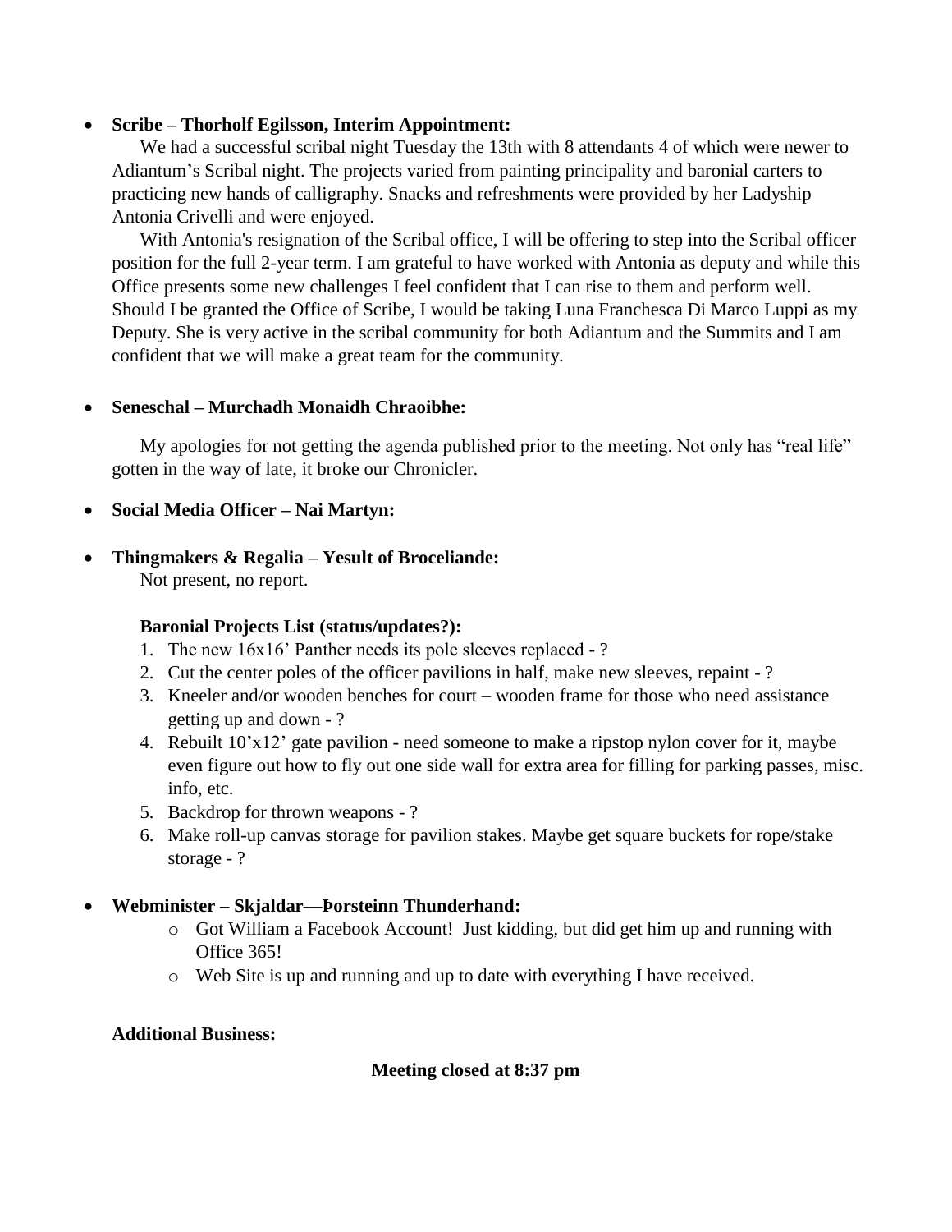- **Scribe – Thorholf Egilsson, Interim Appointment:**

  We had a successful scribal night Tuesday the 13th with 8 attendants 4 of which were newer to Adiantum's Scribal night. The projects varied from painting principality and baronial carters to practicing new hands of calligraphy. Snacks and refreshments were provided by her Ladyship Antonia Crivelli and were enjoyed.

  With Antonia's resignation of the Scribal office, I will be offering to step into the Scribal officer position for the full 2-year term. I am grateful to have worked with Antonia as deputy and while this Office presents some new challenges I feel confident that I can rise to them and perform well. Should I be granted the Office of Scribe, I would be taking Luna Franchesca Di Marco Luppi as my Deputy. She is very active in the scribal community for both Adiantum and the Summits and I am confident that we will make a great team for the community.

- **Seneschal – Murchadh Monaidh Chraoibhe:**

  My apologies for not getting the agenda published prior to the meeting. Not only has "real life" gotten in the way of late, it broke our Chronicler.

- **Social Media Officer – Nai Martyn:**

- **Thingmakers & Regalia – Yesult of Broceliande:**

  Not present, no report.

  **Baronial Projects List (status/updates?):**

  1. The new 16x16' Panther needs its pole sleeves replaced - ?
  2. Cut the center poles of the officer pavilions in half, make new sleeves, repaint - ?
  3. Kneeler and/or wooden benches for court – wooden frame for those who need assistance getting up and down - ?
  4. Rebuilt 10'x12' gate pavilion - need someone to make a ripstop nylon cover for it, maybe even figure out how to fly out one side wall for extra area for filling for parking passes, misc. info, etc.
  5. Backdrop for thrown weapons - ?
  6. Make roll-up canvas storage for pavilion stakes. Maybe get square buckets for rope/stake storage - ?

- **Webminister – Skjaldar—Þorsteinn Thunderhand:**
  - Got William a Facebook Account! Just kidding, but did get him up and running with Office 365!
  - Web Site is up and running and up to date with everything I have received.

**Additional Business:**

**Meeting closed at 8:37 pm**